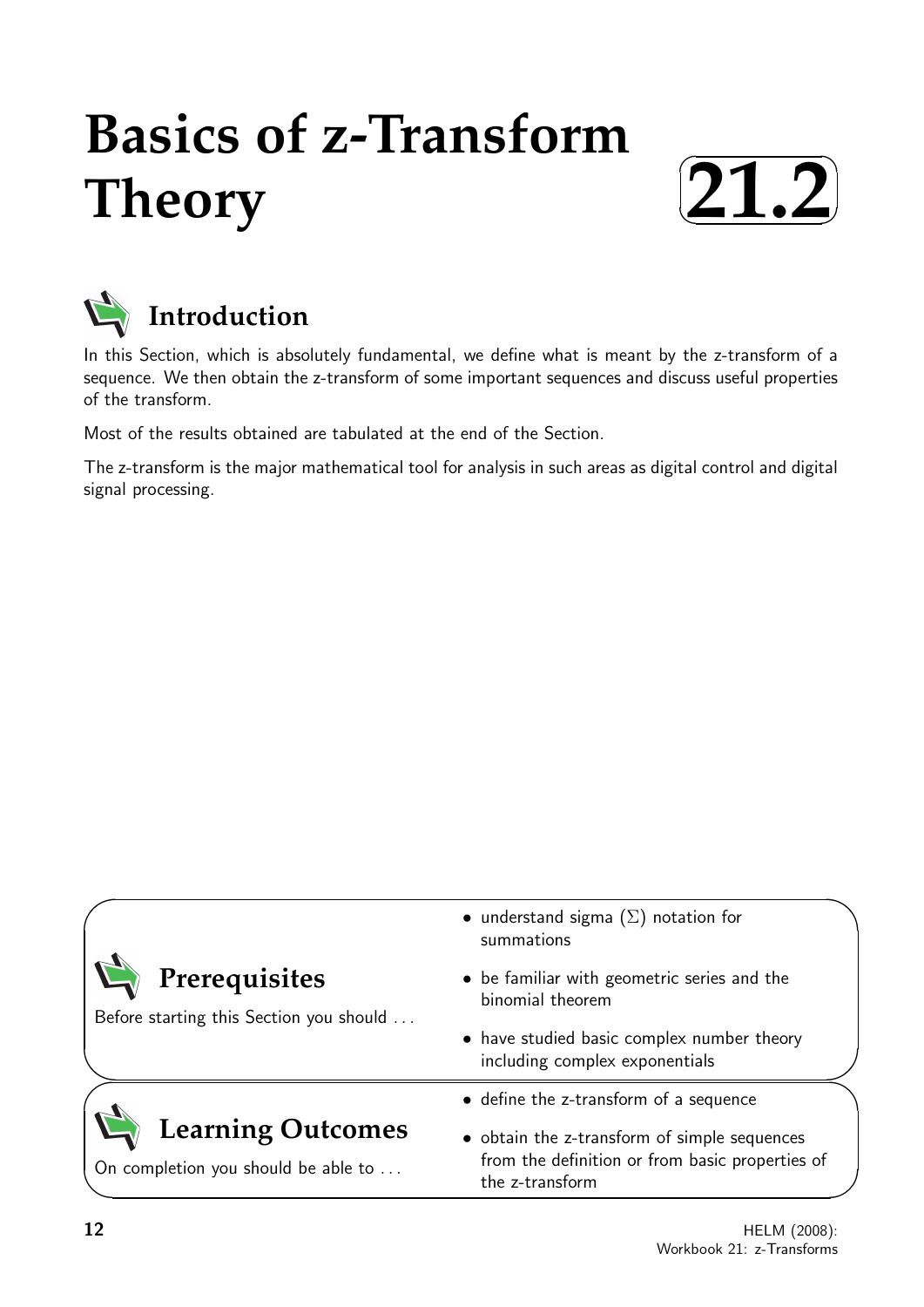# Basics of z-Transform Theory

**21.2**

## Introduction

In this Section, which is absolutely fundamental, we define what is meant by the z-transform of a sequence. We then obtain the z-transform of some important sequences and discuss useful properties of the transform.

Most of the results obtained are tabulated at the end of the Section.

The z-transform is the major mathematical tool for analysis in such areas as digital control and digital signal processing.

## Prerequisites

Before starting this Section you should ...

- understand sigma ($\Sigma$) notation for summations
- be familiar with geometric series and the binomial theorem
- have studied basic complex number theory including complex exponentials

## Learning Outcomes

On completion you should be able to ...

- define the z-transform of a sequence
- obtain the z-transform of simple sequences from the definition or from basic properties of the z-transform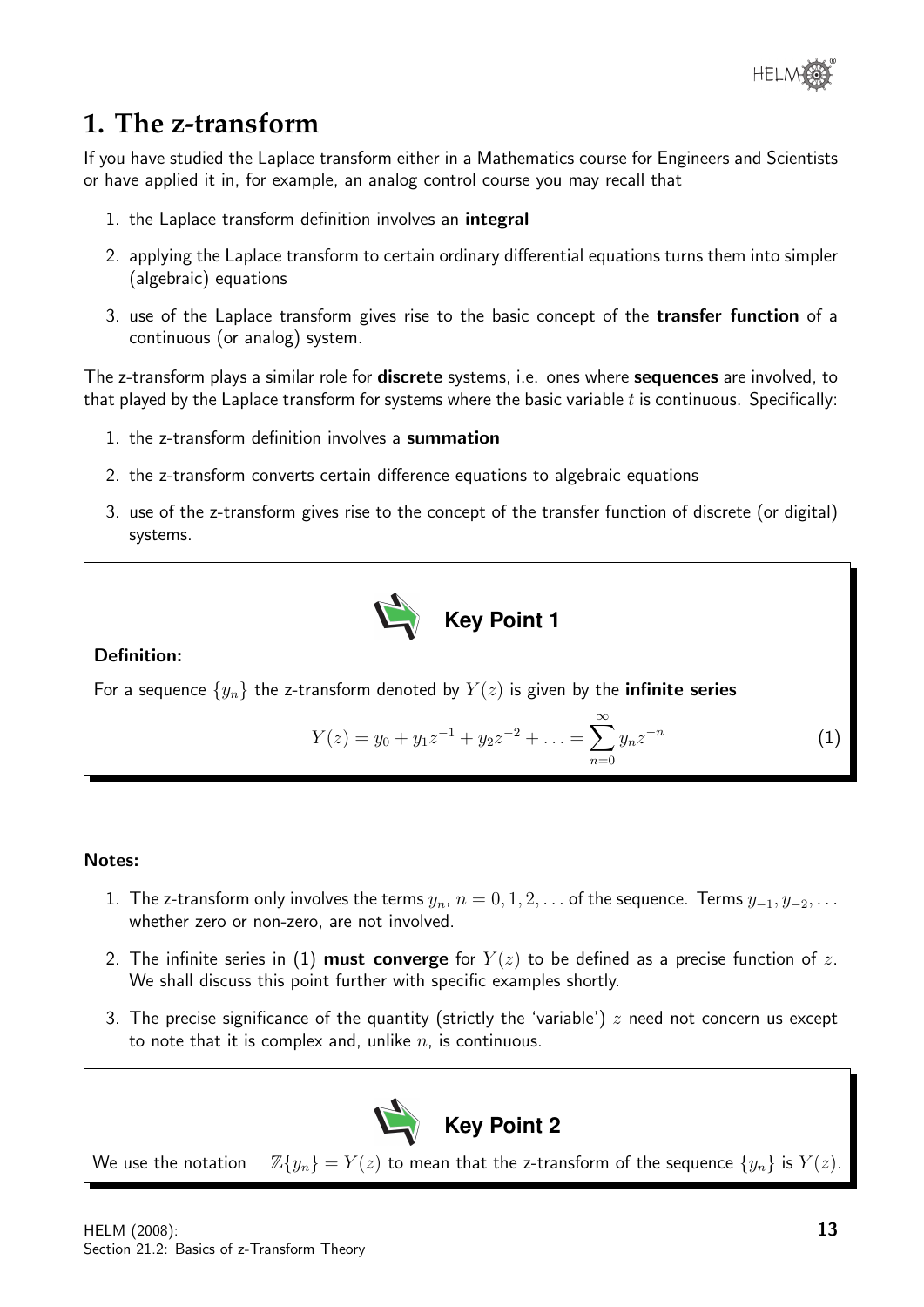# 1. The z-transform

If you have studied the Laplace transform either in a Mathematics course for Engineers and Scientists or have applied it in, for example, an analog control course you may recall that

1. the Laplace transform definition involves an **integral**
2. applying the Laplace transform to certain ordinary differential equations turns them into simpler (algebraic) equations
3. use of the Laplace transform gives rise to the basic concept of the **transfer function** of a continuous (or analog) system.

The z-transform plays a similar role for **discrete** systems, i.e. ones where **sequences** are involved, to that played by the Laplace transform for systems where the basic variable $t$ is continuous. Specifically:

1. the z-transform definition involves a **summation**
2. the z-transform converts certain difference equations to algebraic equations
3. use of the z-transform gives rise to the concept of the transfer function of discrete (or digital) systems.

**Key Point 1**

**Definition:**

For a sequence $\{y_n\}$ the z-transform denoted by $Y(z)$ is given by the **infinite series**

$$Y(z) = y_0 + y_1 z^{-1} + y_2 z^{-2} + \ldots = \sum_{n=0}^{\infty} y_n z^{-n} \qquad (1)$$

**Notes:**

1. The z-transform only involves the terms $y_n$, $n = 0, 1, 2, \ldots$ of the sequence. Terms $y_{-1}, y_{-2}, \ldots$ whether zero or non-zero, are not involved.
2. The infinite series in (1) **must converge** for $Y(z)$ to be defined as a precise function of $z$. We shall discuss this point further with specific examples shortly.
3. The precise significance of the quantity (strictly the 'variable') $z$ need not concern us except to note that it is complex and, unlike $n$, is continuous.

**Key Point 2**

We use the notation $\mathbb{Z}\{y_n\} = Y(z)$ to mean that the z-transform of the sequence $\{y_n\}$ is $Y(z)$.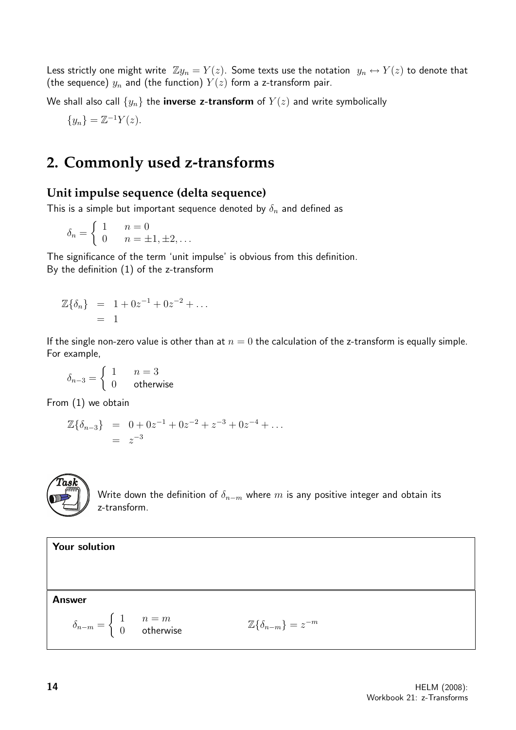Less strictly one might write $\mathbb{Z}y_n = Y(z)$. Some texts use the notation $y_n \leftrightarrow Y(z)$ to denote that (the sequence) $y_n$ and (the function) $Y(z)$ form a z-transform pair.

We shall also call $\{y_n\}$ the **inverse z-transform** of $Y(z)$ and write symbolically

$$\{y_n\} = \mathbb{Z}^{-1}Y(z).$$

## 2. Commonly used z-transforms

### Unit impulse sequence (delta sequence)

This is a simple but important sequence denoted by $\delta_n$ and defined as

$$\delta_n = \begin{cases} 1 & n = 0 \\ 0 & n = \pm 1, \pm 2, \ldots \end{cases}$$

The significance of the term 'unit impulse' is obvious from this definition.
By the definition (1) of the z-transform

$$\begin{aligned} \mathbb{Z}\{\delta_n\} &= 1 + 0z^{-1} + 0z^{-2} + \ldots \\ &= 1 \end{aligned}$$

If the single non-zero value is other than at $n = 0$ the calculation of the z-transform is equally simple. For example,

$$\delta_{n-3} = \begin{cases} 1 & n = 3 \\ 0 & \text{otherwise} \end{cases}$$

From (1) we obtain

$$\begin{aligned} \mathbb{Z}\{\delta_{n-3}\} &= 0 + 0z^{-1} + 0z^{-2} + z^{-3} + 0z^{-4} + \ldots \\ &= z^{-3} \end{aligned}$$

**Task**

Write down the definition of $\delta_{n-m}$ where $m$ is any positive integer and obtain its z-transform.

**Your solution**

**Answer**

$$\delta_{n-m} = \begin{cases} 1 & n = m \\ 0 & \text{otherwise} \end{cases} \qquad \mathbb{Z}\{\delta_{n-m}\} = z^{-m}$$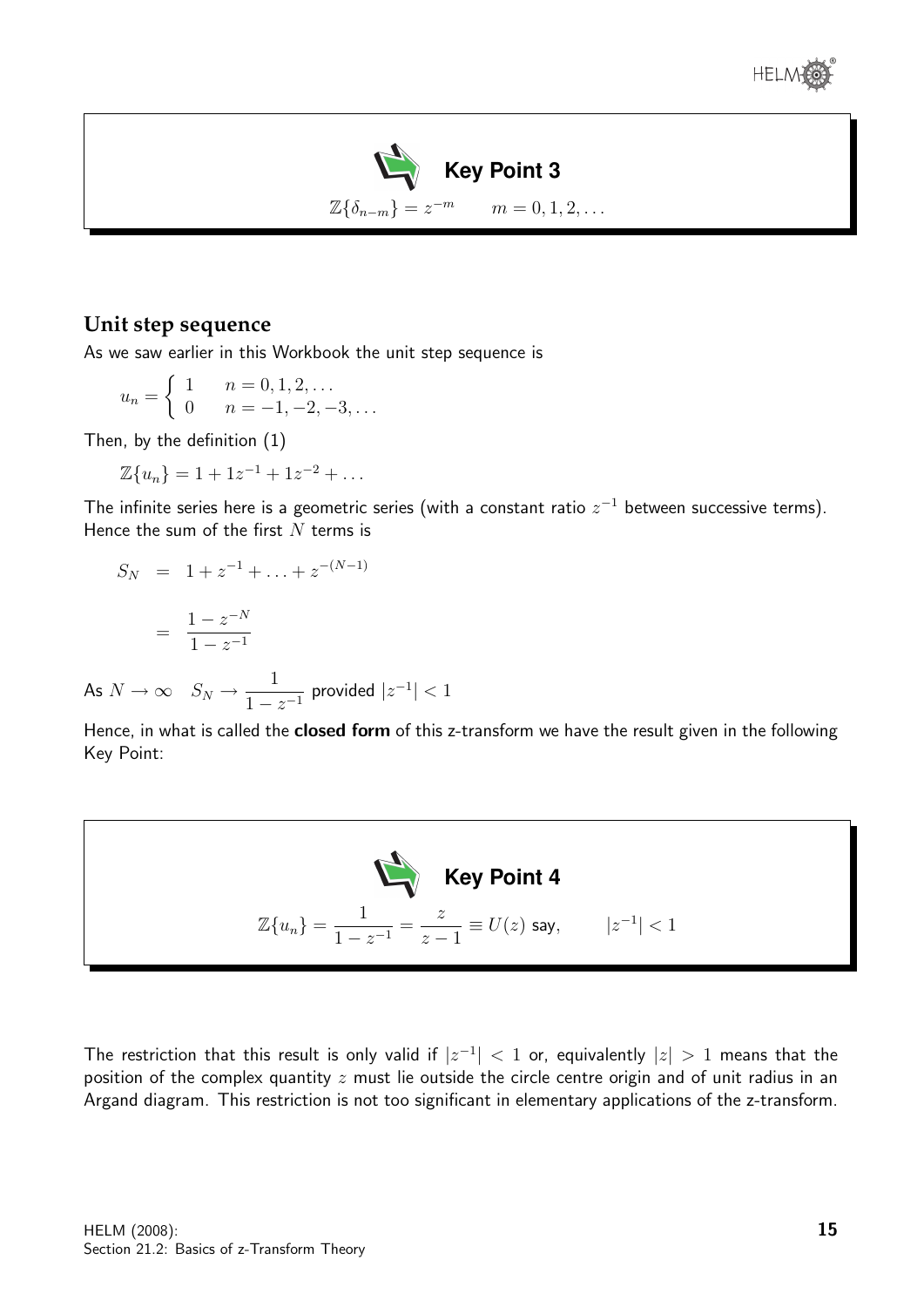**Key Point 3**

$$\mathbb{Z}\{\delta_{n-m}\} = z^{-m} \qquad m = 0, 1, 2, \ldots$$

## Unit step sequence

As we saw earlier in this Workbook the unit step sequence is

$$u_n = \begin{cases} 1 & n = 0, 1, 2, \ldots \\ 0 & n = -1, -2, -3, \ldots \end{cases}$$

Then, by the definition (1)

$$\mathbb{Z}\{u_n\} = 1 + 1z^{-1} + 1z^{-2} + \ldots$$

The infinite series here is a geometric series (with a constant ratio $z^{-1}$ between successive terms). Hence the sum of the first $N$ terms is

$$\begin{aligned} S_N &= 1 + z^{-1} + \ldots + z^{-(N-1)} \\ &= \frac{1 - z^{-N}}{1 - z^{-1}} \end{aligned}$$

As $N \to \infty \quad S_N \to \dfrac{1}{1 - z^{-1}}$ provided $|z^{-1}| < 1$

Hence, in what is called the **closed form** of this z-transform we have the result given in the following Key Point:

**Key Point 4**

$$\mathbb{Z}\{u_n\} = \frac{1}{1 - z^{-1}} = \frac{z}{z - 1} \equiv U(z) \text{ say,} \qquad |z^{-1}| < 1$$

The restriction that this result is only valid if $|z^{-1}| < 1$ or, equivalently $|z| > 1$ means that the position of the complex quantity $z$ must lie outside the circle centre origin and of unit radius in an Argand diagram. This restriction is not too significant in elementary applications of the z-transform.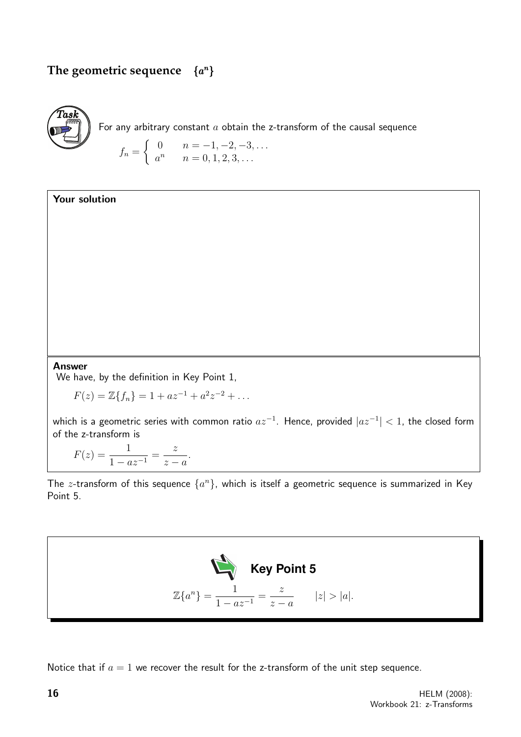## The geometric sequence $\{a^n\}$

**Task**

For any arbitrary constant $a$ obtain the z-transform of the causal sequence

$$f_n = \begin{cases} 0 & n = -1, -2, -3, \ldots \\ a^n & n = 0, 1, 2, 3, \ldots \end{cases}$$

**Your solution**

**Answer**

We have, by the definition in Key Point 1,

$$F(z) = \mathbb{Z}\{f_n\} = 1 + az^{-1} + a^2z^{-2} + \ldots$$

which is a geometric series with common ratio $az^{-1}$. Hence, provided $|az^{-1}| < 1$, the closed form of the z-transform is

$$F(z) = \frac{1}{1 - az^{-1}} = \frac{z}{z - a}.$$

The $z$-transform of this sequence $\{a^n\}$, which is itself a geometric sequence is summarized in Key Point 5.

**Key Point 5**

$$\mathbb{Z}\{a^n\} = \frac{1}{1 - az^{-1}} = \frac{z}{z - a} \qquad |z| > |a|.$$

Notice that if $a = 1$ we recover the result for the z-transform of the unit step sequence.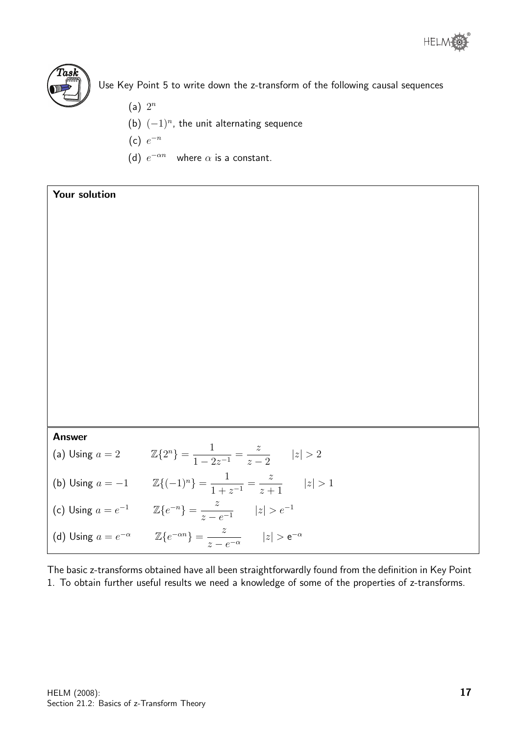**Task**

Use Key Point 5 to write down the z-transform of the following causal sequences

(a) $2^n$

(b) $(-1)^n$, the unit alternating sequence

(c) $e^{-n}$

(d) $e^{-\alpha n}$ where $\alpha$ is a constant.

**Your solution**

**Answer**

(a) Using $a = 2$ $\qquad \mathbb{Z}\{2^n\} = \dfrac{1}{1-2z^{-1}} = \dfrac{z}{z-2} \qquad |z| > 2$

(b) Using $a = -1$ $\qquad \mathbb{Z}\{(-1)^n\} = \dfrac{1}{1+z^{-1}} = \dfrac{z}{z+1} \qquad |z| > 1$

(c) Using $a = e^{-1}$ $\qquad \mathbb{Z}\{e^{-n}\} = \dfrac{z}{z-e^{-1}} \qquad |z| > e^{-1}$

(d) Using $a = e^{-\alpha}$ $\qquad \mathbb{Z}\{e^{-\alpha n}\} = \dfrac{z}{z-e^{-\alpha}} \qquad |z| > \mathrm{e}^{-\alpha}$

The basic z-transforms obtained have all been straightforwardly found from the definition in Key Point 1. To obtain further useful results we need a knowledge of some of the properties of z-transforms.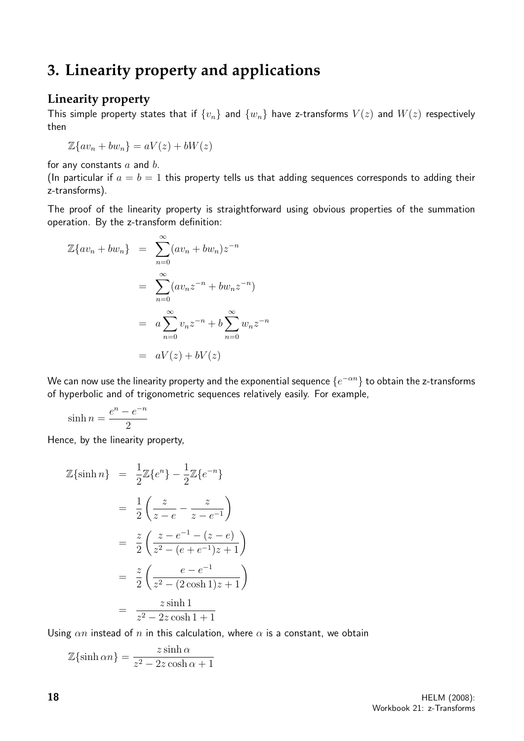## 3. Linearity property and applications

### Linearity property

This simple property states that if $\{v_n\}$ and $\{w_n\}$ have z-transforms $V(z)$ and $W(z)$ respectively then

$$\mathbb{Z}\{av_n + bw_n\} = aV(z) + bW(z)$$

for any constants $a$ and $b$.

(In particular if $a = b = 1$ this property tells us that adding sequences corresponds to adding their z-transforms).

The proof of the linearity property is straightforward using obvious properties of the summation operation. By the z-transform definition:

$$\begin{aligned}
\mathbb{Z}\{av_n + bw_n\} &= \sum_{n=0}^{\infty}(av_n + bw_n)z^{-n} \\
&= \sum_{n=0}^{\infty}(av_n z^{-n} + bw_n z^{-n}) \\
&= a\sum_{n=0}^{\infty} v_n z^{-n} + b\sum_{n=0}^{\infty} w_n z^{-n} \\
&= aV(z) + bV(z)
\end{aligned}$$

We can now use the linearity property and the exponential sequence $\{e^{-\alpha n}\}$ to obtain the z-transforms of hyperbolic and of trigonometric sequences relatively easily. For example,

$$\sinh n = \frac{e^n - e^{-n}}{2}$$

Hence, by the linearity property,

$$\begin{aligned}
\mathbb{Z}\{\sinh n\} &= \frac{1}{2}\mathbb{Z}\{e^n\} - \frac{1}{2}\mathbb{Z}\{e^{-n}\} \\
&= \frac{1}{2}\left(\frac{z}{z-e} - \frac{z}{z-e^{-1}}\right) \\
&= \frac{z}{2}\left(\frac{z - e^{-1} - (z-e)}{z^2 - (e+e^{-1})z + 1}\right) \\
&= \frac{z}{2}\left(\frac{e - e^{-1}}{z^2 - (2\cosh 1)z + 1}\right) \\
&= \frac{z \sinh 1}{z^2 - 2z\cosh 1 + 1}
\end{aligned}$$

Using $\alpha n$ instead of $n$ in this calculation, where $\alpha$ is a constant, we obtain

$$\mathbb{Z}\{\sinh \alpha n\} = \frac{z \sinh \alpha}{z^2 - 2z\cosh \alpha + 1}$$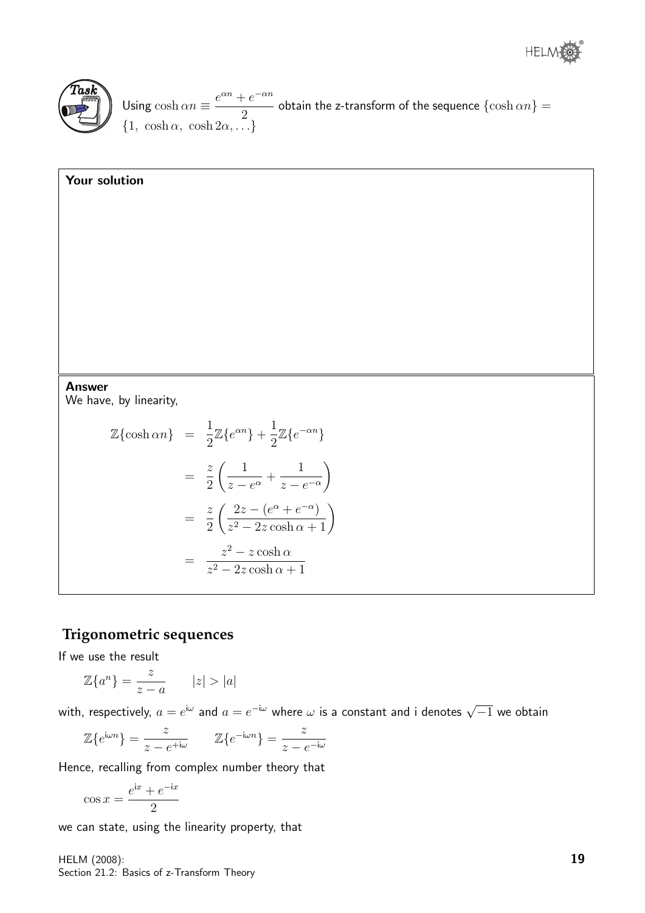**Task**

Using $\cosh \alpha n \equiv \dfrac{e^{\alpha n} + e^{-\alpha n}}{2}$ obtain the z-transform of the sequence $\{\cosh \alpha n\} = \{1,\ \cosh \alpha,\ \cosh 2\alpha, \ldots\}$

**Your solution**

**Answer**

We have, by linearity,

$$
\begin{aligned}
\mathbb{Z}\{\cosh \alpha n\} &= \frac{1}{2}\mathbb{Z}\{e^{\alpha n}\} + \frac{1}{2}\mathbb{Z}\{e^{-\alpha n}\} \\
&= \frac{z}{2}\left(\frac{1}{z - e^{\alpha}} + \frac{1}{z - e^{-\alpha}}\right) \\
&= \frac{z}{2}\left(\frac{2z - (e^{\alpha} + e^{-\alpha})}{z^2 - 2z\cosh\alpha + 1}\right) \\
&= \frac{z^2 - z\cosh\alpha}{z^2 - 2z\cosh\alpha + 1}
\end{aligned}
$$

## Trigonometric sequences

If we use the result

$$\mathbb{Z}\{a^n\} = \frac{z}{z-a} \qquad |z| > |a|$$

with, respectively, $a = e^{\mathrm{i}\omega}$ and $a = e^{-\mathrm{i}\omega}$ where $\omega$ is a constant and i denotes $\sqrt{-1}$ we obtain

$$\mathbb{Z}\{e^{\mathrm{i}\omega n}\} = \frac{z}{z - e^{+\mathrm{i}\omega}} \qquad \mathbb{Z}\{e^{-\mathrm{i}\omega n}\} = \frac{z}{z - e^{-\mathrm{i}\omega}}$$

Hence, recalling from complex number theory that

$$\cos x = \frac{e^{\mathrm{i}x} + e^{-\mathrm{i}x}}{2}$$

we can state, using the linearity property, that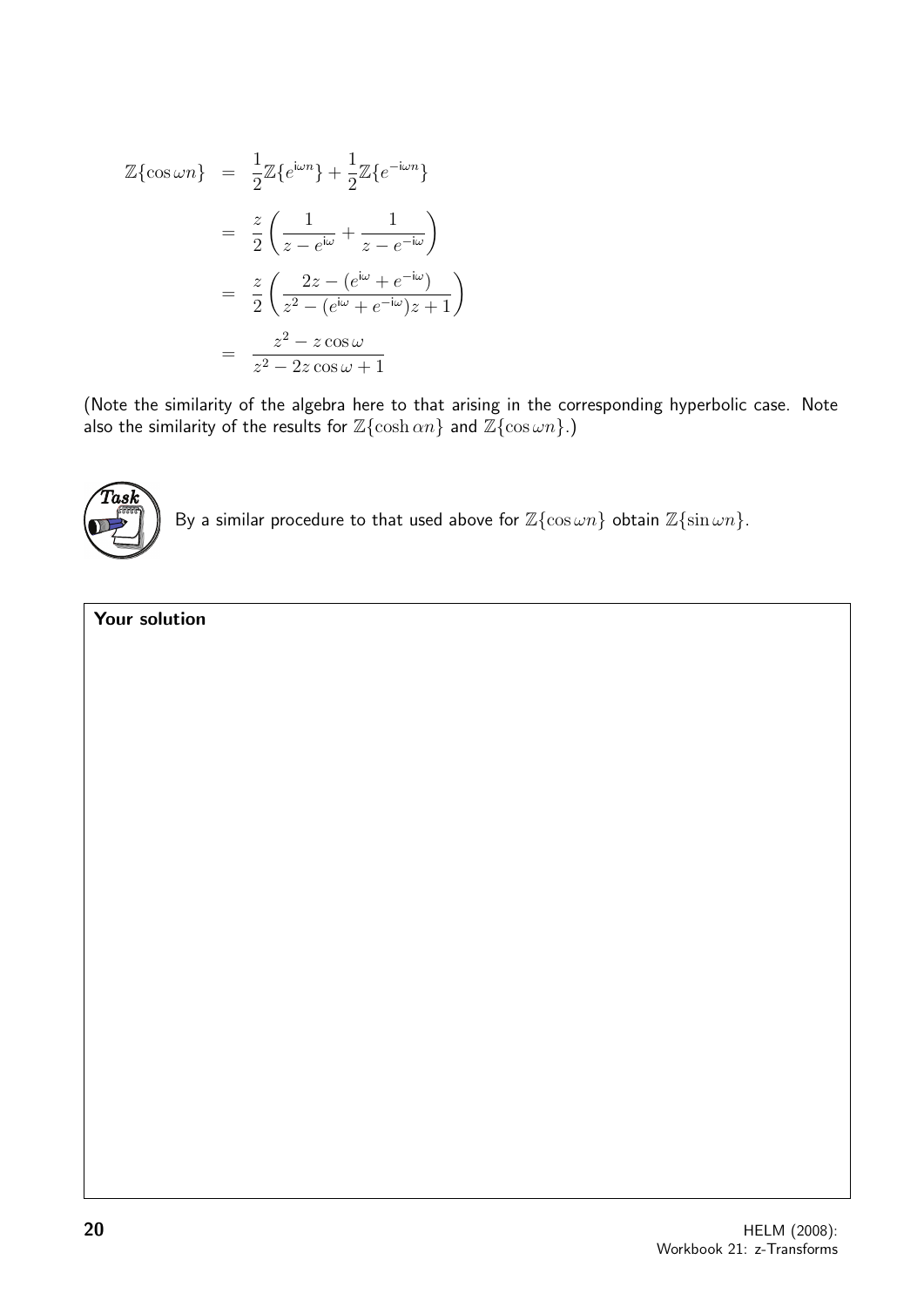$$
\begin{aligned}
\mathbb{Z}\{\cos \omega n\} &= \frac{1}{2}\mathbb{Z}\{e^{\mathrm{i}\omega n}\} + \frac{1}{2}\mathbb{Z}\{e^{-\mathrm{i}\omega n}\} \\
&= \frac{z}{2}\left(\frac{1}{z - e^{\mathrm{i}\omega}} + \frac{1}{z - e^{-\mathrm{i}\omega}}\right) \\
&= \frac{z}{2}\left(\frac{2z - (e^{\mathrm{i}\omega} + e^{-\mathrm{i}\omega})}{z^2 - (e^{\mathrm{i}\omega} + e^{-\mathrm{i}\omega})z + 1}\right) \\
&= \frac{z^2 - z\cos\omega}{z^2 - 2z\cos\omega + 1}
\end{aligned}
$$

(Note the similarity of the algebra here to that arising in the corresponding hyperbolic case. Note also the similarity of the results for $\mathbb{Z}\{\cosh \alpha n\}$ and $\mathbb{Z}\{\cos \omega n\}$.)

**Task**

By a similar procedure to that used above for $\mathbb{Z}\{\cos \omega n\}$ obtain $\mathbb{Z}\{\sin \omega n\}$.

**Your solution**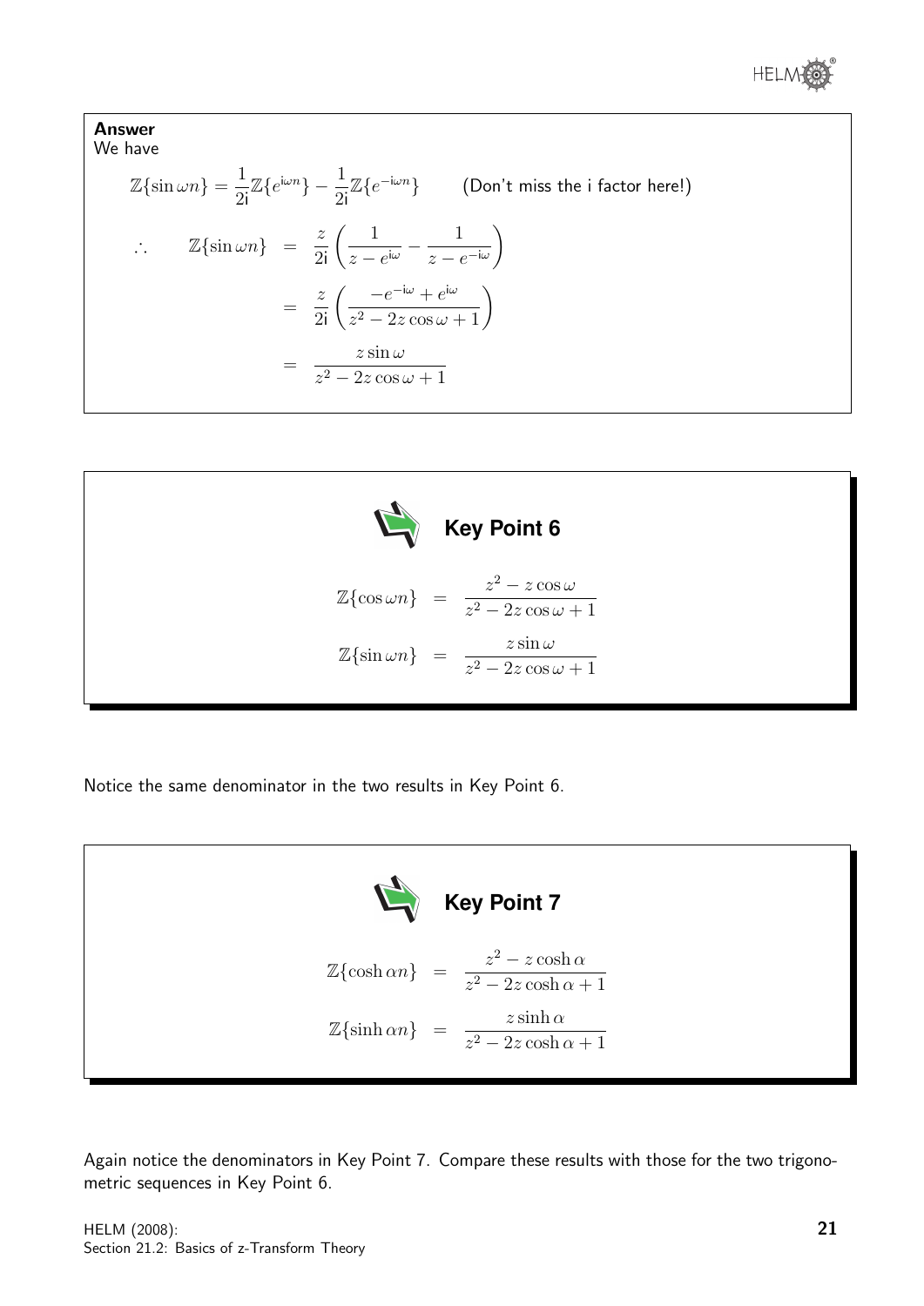**Answer**

We have

$$\mathbb{Z}\{\sin \omega n\} = \frac{1}{2\mathrm{i}}\mathbb{Z}\{e^{\mathrm{i}\omega n}\} - \frac{1}{2\mathrm{i}}\mathbb{Z}\{e^{-\mathrm{i}\omega n}\} \qquad \text{(Don't miss the i factor here!)}$$

$$\begin{aligned}
\therefore \qquad \mathbb{Z}\{\sin \omega n\} &= \frac{z}{2\mathrm{i}}\left(\frac{1}{z - e^{\mathrm{i}\omega}} - \frac{1}{z - e^{-\mathrm{i}\omega}}\right) \\
&= \frac{z}{2\mathrm{i}}\left(\frac{-e^{-\mathrm{i}\omega} + e^{\mathrm{i}\omega}}{z^2 - 2z\cos\omega + 1}\right) \\
&= \frac{z\sin\omega}{z^2 - 2z\cos\omega + 1}
\end{aligned}$$

**Key Point 6**

$$\mathbb{Z}\{\cos \omega n\} = \frac{z^2 - z\cos\omega}{z^2 - 2z\cos\omega + 1}$$

$$\mathbb{Z}\{\sin \omega n\} = \frac{z\sin\omega}{z^2 - 2z\cos\omega + 1}$$

Notice the same denominator in the two results in Key Point 6.

**Key Point 7**

$$\mathbb{Z}\{\cosh \alpha n\} = \frac{z^2 - z\cosh\alpha}{z^2 - 2z\cosh\alpha + 1}$$

$$\mathbb{Z}\{\sinh \alpha n\} = \frac{z\sinh\alpha}{z^2 - 2z\cosh\alpha + 1}$$

Again notice the denominators in Key Point 7. Compare these results with those for the two trigonometric sequences in Key Point 6.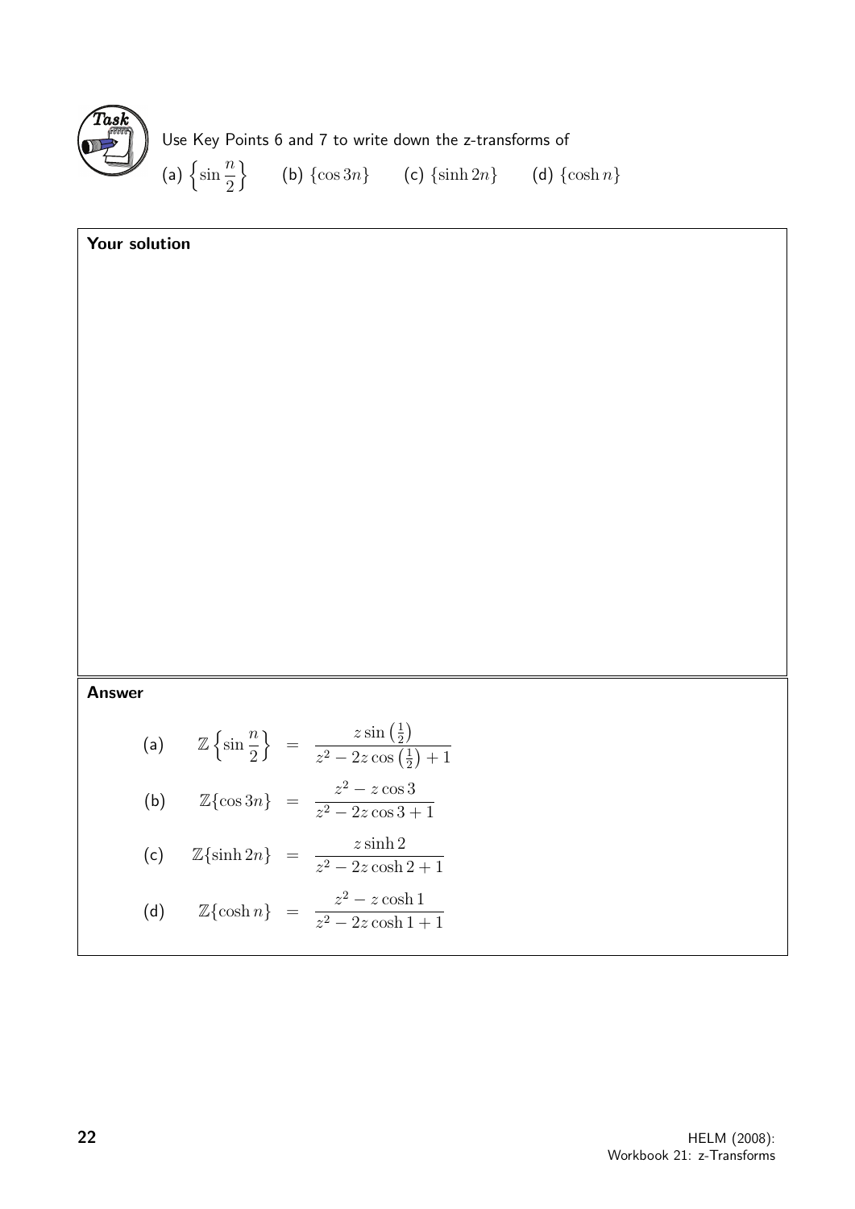**Task**

Use Key Points 6 and 7 to write down the z-transforms of

(a) $\left\{\sin \dfrac{n}{2}\right\}$  (b) $\{\cos 3n\}$  (c) $\{\sinh 2n\}$  (d) $\{\cosh n\}$

**Your solution**

**Answer**

(a) $$\mathbb{Z}\left\{\sin \frac{n}{2}\right\} = \frac{z \sin\left(\frac{1}{2}\right)}{z^2 - 2z\cos\left(\frac{1}{2}\right) + 1}$$

(b) $$\mathbb{Z}\{\cos 3n\} = \frac{z^2 - z\cos 3}{z^2 - 2z\cos 3 + 1}$$

(c) $$\mathbb{Z}\{\sinh 2n\} = \frac{z \sinh 2}{z^2 - 2z\cosh 2 + 1}$$

(d) $$\mathbb{Z}\{\cosh n\} = \frac{z^2 - z\cosh 1}{z^2 - 2z\cosh 1 + 1}$$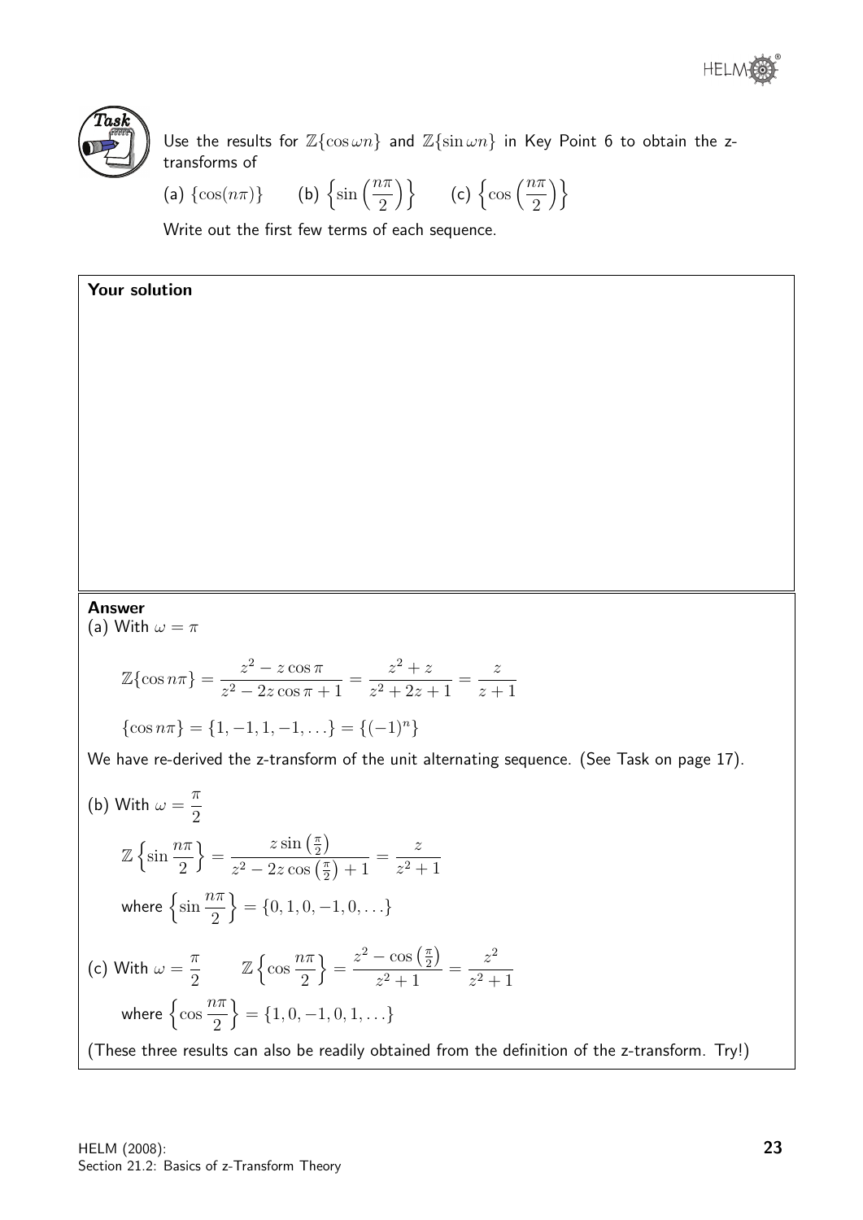**Task**

Use the results for $\mathbb{Z}\{\cos \omega n\}$ and $\mathbb{Z}\{\sin \omega n\}$ in Key Point 6 to obtain the z-transforms of

(a) $\{\cos(n\pi)\}$ (b) $\left\{\sin\left(\frac{n\pi}{2}\right)\right\}$ (c) $\left\{\cos\left(\frac{n\pi}{2}\right)\right\}$

Write out the first few terms of each sequence.

**Your solution**

**Answer**

(a) With $\omega = \pi$

$$\mathbb{Z}\{\cos n\pi\} = \frac{z^2 - z\cos\pi}{z^2 - 2z\cos\pi + 1} = \frac{z^2 + z}{z^2 + 2z + 1} = \frac{z}{z+1}$$

$$\{\cos n\pi\} = \{1, -1, 1, -1, \ldots\} = \{(-1)^n\}$$

We have re-derived the z-transform of the unit alternating sequence. (See Task on page 17).

(b) With $\omega = \frac{\pi}{2}$

$$\mathbb{Z}\left\{\sin\frac{n\pi}{2}\right\} = \frac{z\sin\left(\frac{\pi}{2}\right)}{z^2 - 2z\cos\left(\frac{\pi}{2}\right) + 1} = \frac{z}{z^2+1}$$

where $\left\{\sin\frac{n\pi}{2}\right\} = \{0, 1, 0, -1, 0, \ldots\}$

(c) With $\omega = \frac{\pi}{2}$ $\quad \mathbb{Z}\left\{\cos\frac{n\pi}{2}\right\} = \frac{z^2 - \cos\left(\frac{\pi}{2}\right)}{z^2+1} = \frac{z^2}{z^2+1}$

where $\left\{\cos\frac{n\pi}{2}\right\} = \{1, 0, -1, 0, 1, \ldots\}$

(These three results can also be readily obtained from the definition of the z-transform. Try!)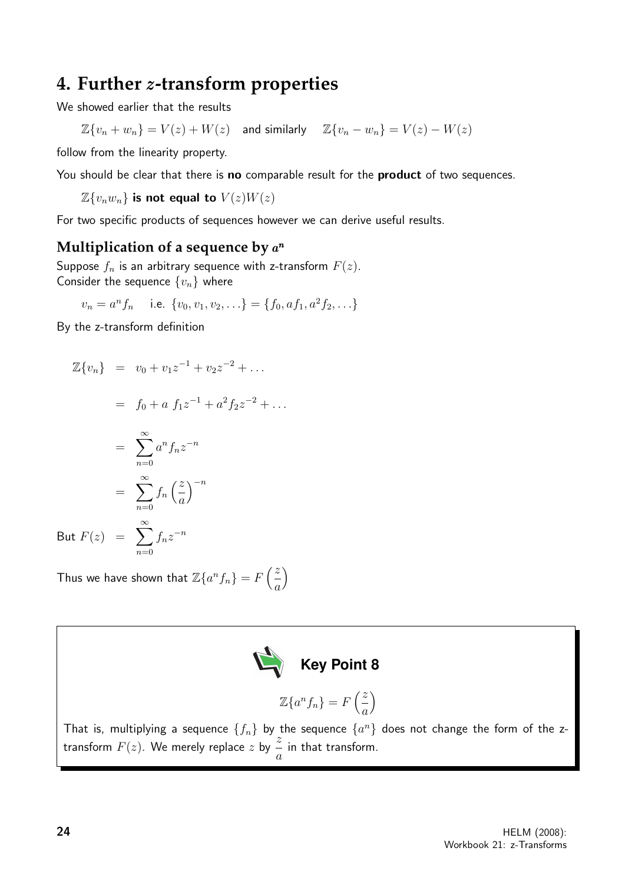## 4. Further $z$-transform properties

We showed earlier that the results

$$\mathbb{Z}\{v_n + w_n\} = V(z) + W(z) \quad \text{and similarly} \quad \mathbb{Z}\{v_n - w_n\} = V(z) - W(z)$$

follow from the linearity property.

You should be clear that there is **no** comparable result for the **product** of two sequences.

$\mathbb{Z}\{v_n w_n\}$ **is not equal to** $V(z)W(z)$

For two specific products of sequences however we can derive useful results.

### Multiplication of a sequence by $a^n$

Suppose $f_n$ is an arbitrary sequence with z-transform $F(z)$.
Consider the sequence $\{v_n\}$ where

$$v_n = a^n f_n \quad \text{i.e. } \{v_0, v_1, v_2, \ldots\} = \{f_0, af_1, a^2 f_2, \ldots\}$$

By the z-transform definition

$$\begin{aligned}
\mathbb{Z}\{v_n\} &= v_0 + v_1 z^{-1} + v_2 z^{-2} + \ldots \\
&= f_0 + a\, f_1 z^{-1} + a^2 f_2 z^{-2} + \ldots \\
&= \sum_{n=0}^{\infty} a^n f_n z^{-n} \\
&= \sum_{n=0}^{\infty} f_n \left(\frac{z}{a}\right)^{-n} \\
\text{But } F(z) &= \sum_{n=0}^{\infty} f_n z^{-n}
\end{aligned}$$

Thus we have shown that $\mathbb{Z}\{a^n f_n\} = F\left(\dfrac{z}{a}\right)$

**Key Point 8**

$$\mathbb{Z}\{a^n f_n\} = F\left(\frac{z}{a}\right)$$

That is, multiplying a sequence $\{f_n\}$ by the sequence $\{a^n\}$ does not change the form of the z-transform $F(z)$. We merely replace $z$ by $\dfrac{z}{a}$ in that transform.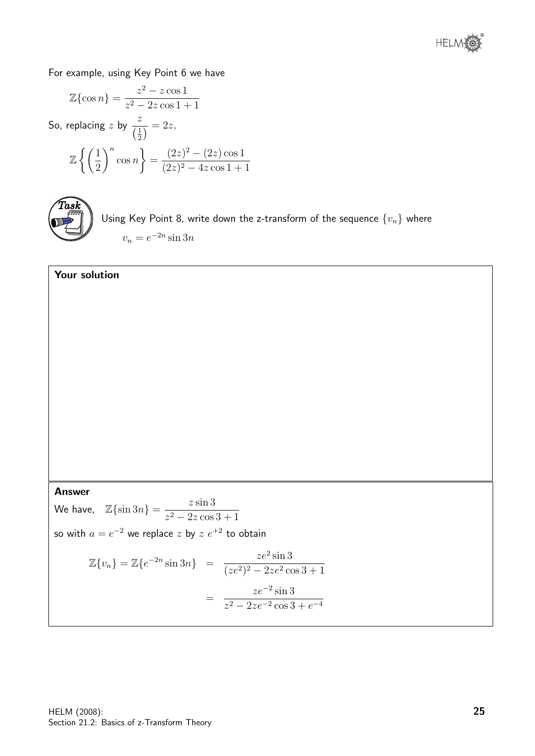For example, using Key Point 6 we have

$$\mathbb{Z}\{\cos n\} = \frac{z^2 - z\cos 1}{z^2 - 2z\cos 1 + 1}$$

So, replacing $z$ by $\dfrac{z}{\left(\frac{1}{2}\right)} = 2z$,

$$\mathbb{Z}\left\{\left(\frac{1}{2}\right)^n \cos n\right\} = \frac{(2z)^2 - (2z)\cos 1}{(2z)^2 - 4z\cos 1 + 1}$$

**Task**

Using Key Point 8, write down the z-transform of the sequence $\{v_n\}$ where

$$v_n = e^{-2n}\sin 3n$$

**Your solution**

**Answer**

We have, $\quad \mathbb{Z}\{\sin 3n\} = \dfrac{z\sin 3}{z^2 - 2z\cos 3 + 1}$

so with $a = e^{-2}$ we replace $z$ by $z\ e^{+2}$ to obtain

$$\begin{aligned}
\mathbb{Z}\{v_n\} = \mathbb{Z}\{e^{-2n}\sin 3n\} &= \frac{ze^2\sin 3}{(ze^2)^2 - 2ze^2\cos 3 + 1} \\
&= \frac{ze^{-2}\sin 3}{z^2 - 2ze^{-2}\cos 3 + e^{-4}}
\end{aligned}$$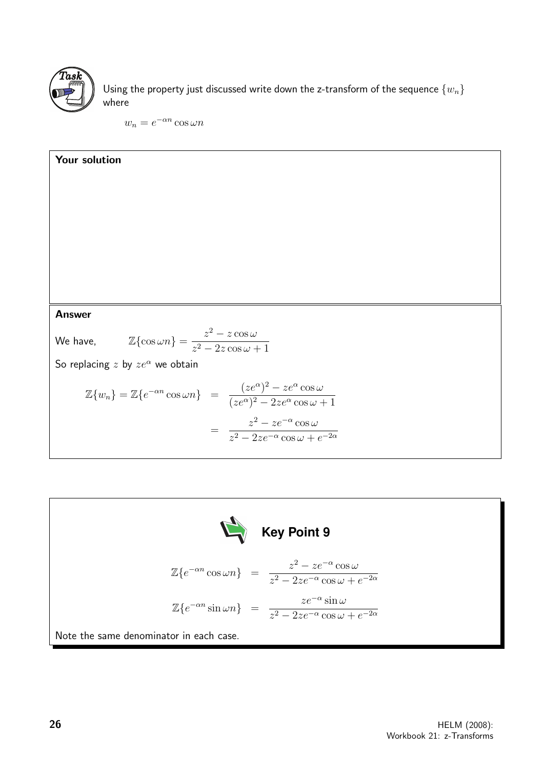**Task**

Using the property just discussed write down the z-transform of the sequence $\{w_n\}$ where

$$w_n = e^{-\alpha n} \cos \omega n$$

**Your solution**

**Answer**

We have, $\qquad \mathbb{Z}\{\cos \omega n\} = \dfrac{z^2 - z\cos\omega}{z^2 - 2z\cos\omega + 1}$

So replacing $z$ by $ze^{\alpha}$ we obtain

$$\begin{aligned}
\mathbb{Z}\{w_n\} = \mathbb{Z}\{e^{-\alpha n}\cos\omega n\} &= \frac{(ze^{\alpha})^2 - ze^{\alpha}\cos\omega}{(ze^{\alpha})^2 - 2ze^{\alpha}\cos\omega + 1} \\
&= \frac{z^2 - ze^{-\alpha}\cos\omega}{z^2 - 2ze^{-\alpha}\cos\omega + e^{-2\alpha}}
\end{aligned}$$

## Key Point 9

$$\begin{aligned}
\mathbb{Z}\{e^{-\alpha n}\cos\omega n\} &= \frac{z^2 - ze^{-\alpha}\cos\omega}{z^2 - 2ze^{-\alpha}\cos\omega + e^{-2\alpha}} \\
\mathbb{Z}\{e^{-\alpha n}\sin\omega n\} &= \frac{ze^{-\alpha}\sin\omega}{z^2 - 2ze^{-\alpha}\cos\omega + e^{-2\alpha}}
\end{aligned}$$

Note the same denominator in each case.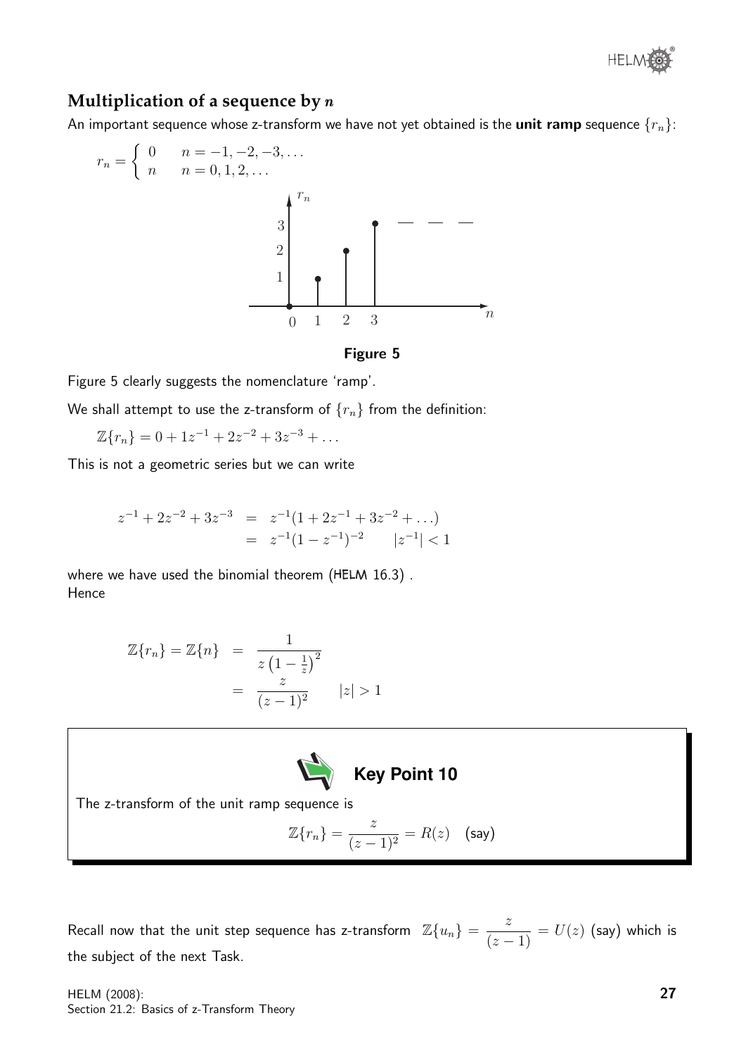## Multiplication of a sequence by $n$

An important sequence whose z-transform we have not yet obtained is the **unit ramp** sequence $\{r_n\}$:

$$r_n = \begin{cases} 0 & n = -1, -2, -3, \ldots \\ n & n = 0, 1, 2, \ldots \end{cases}$$

**Figure 5**

Figure 5 clearly suggests the nomenclature 'ramp'.

We shall attempt to use the z-transform of $\{r_n\}$ from the definition:

$$\mathbb{Z}\{r_n\} = 0 + 1z^{-1} + 2z^{-2} + 3z^{-3} + \ldots$$

This is not a geometric series but we can write

$$\begin{aligned} z^{-1} + 2z^{-2} + 3z^{-3} &= z^{-1}(1 + 2z^{-1} + 3z^{-2} + \ldots) \\ &= z^{-1}(1 - z^{-1})^{-2} \qquad |z^{-1}| < 1 \end{aligned}$$

where we have used the binomial theorem (HELM 16.3) .
Hence

$$\begin{aligned} \mathbb{Z}\{r_n\} = \mathbb{Z}\{n\} &= \frac{1}{z\left(1 - \frac{1}{z}\right)^2} \\ &= \frac{z}{(z-1)^2} \qquad |z| > 1 \end{aligned}$$

**Key Point 10**

The z-transform of the unit ramp sequence is

$$\mathbb{Z}\{r_n\} = \frac{z}{(z-1)^2} = R(z) \quad \text{(say)}$$

Recall now that the unit step sequence has z-transform $\mathbb{Z}\{u_n\} = \dfrac{z}{(z-1)} = U(z)$ (say) which is the subject of the next Task.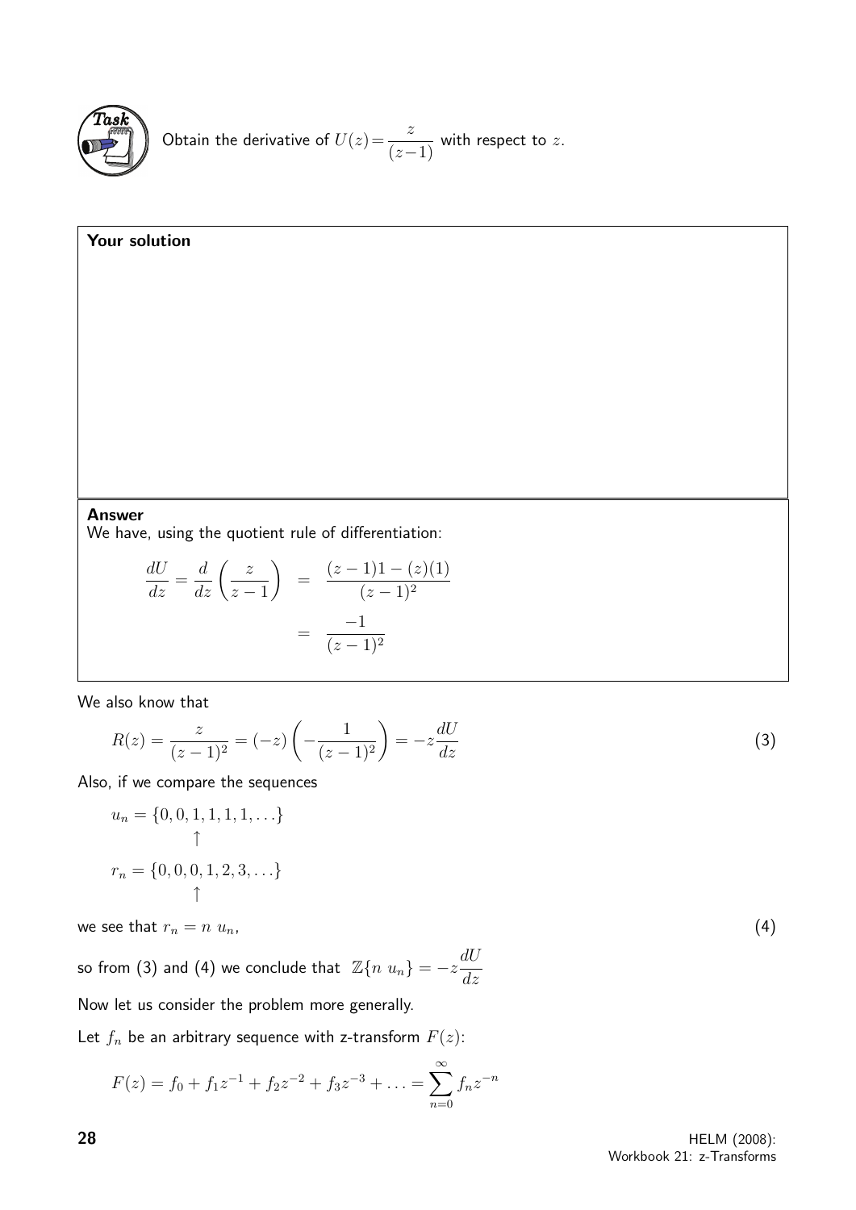**Task**

Obtain the derivative of $U(z) = \dfrac{z}{(z-1)}$ with respect to $z$.

**Your solution**

**Answer**

We have, using the quotient rule of differentiation:

$$\frac{dU}{dz} = \frac{d}{dz}\left(\frac{z}{z-1}\right) = \frac{(z-1)1 - (z)(1)}{(z-1)^2} = \frac{-1}{(z-1)^2}$$

We also know that

$$R(z) = \frac{z}{(z-1)^2} = (-z)\left(-\frac{1}{(z-1)^2}\right) = -z\frac{dU}{dz} \qquad (3)$$

Also, if we compare the sequences

$$u_n = \{0, 0, 1, 1, 1, 1, \ldots\}$$
$$\uparrow$$
$$r_n = \{0, 0, 0, 1, 2, 3, \ldots\}$$
$$\uparrow$$

we see that $r_n = n\ u_n$, $\qquad (4)$

so from (3) and (4) we conclude that $\mathbb{Z}\{n\ u_n\} = -z\dfrac{dU}{dz}$

Now let us consider the problem more generally.

Let $f_n$ be an arbitrary sequence with z-transform $F(z)$:

$$F(z) = f_0 + f_1 z^{-1} + f_2 z^{-2} + f_3 z^{-3} + \ldots = \sum_{n=0}^{\infty} f_n z^{-n}$$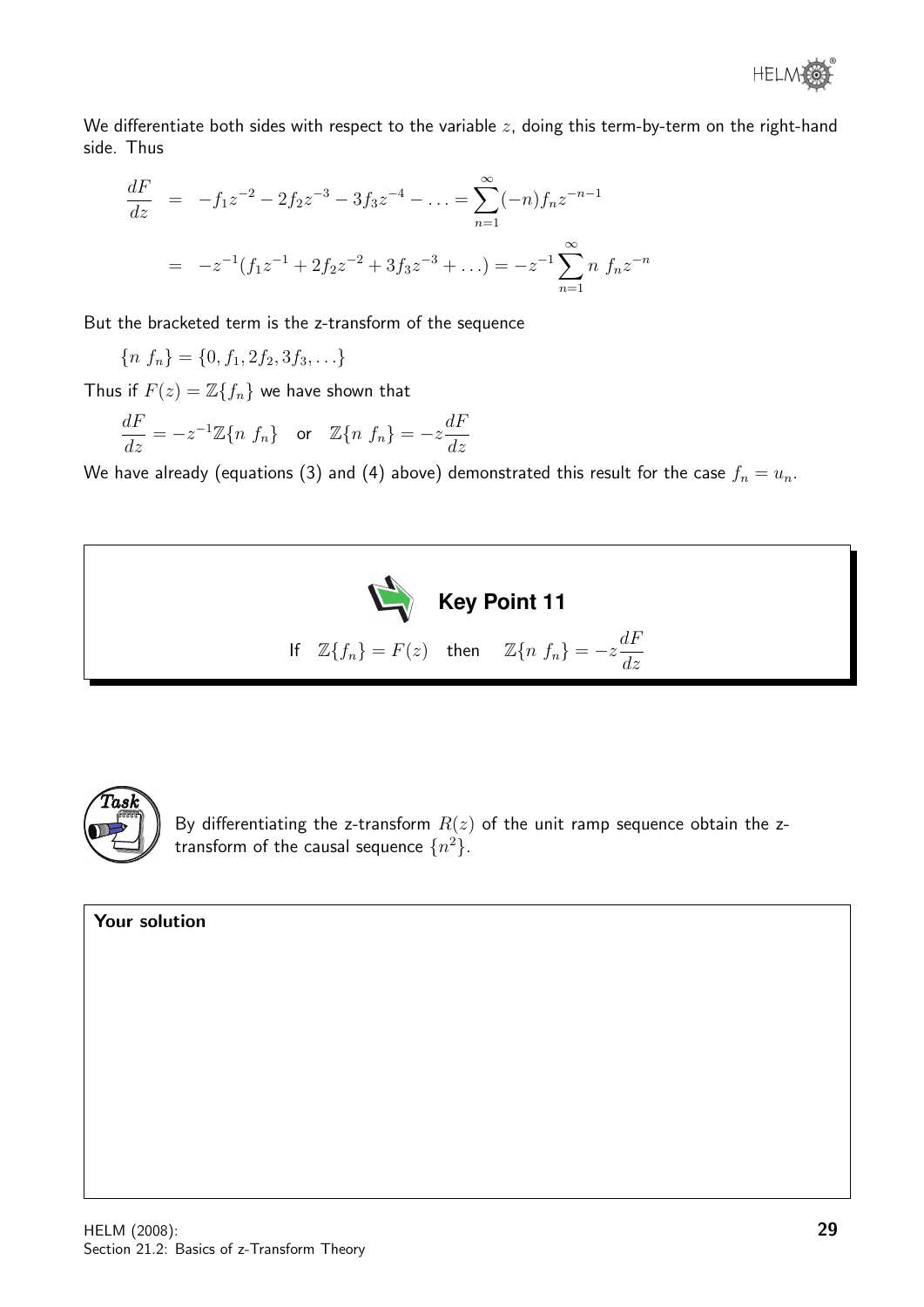We differentiate both sides with respect to the variable $z$, doing this term-by-term on the right-hand side. Thus

$$\begin{aligned}
\frac{dF}{dz} &= -f_1 z^{-2} - 2f_2 z^{-3} - 3f_3 z^{-4} - \ldots = \sum_{n=1}^{\infty}(-n) f_n z^{-n-1} \\
&= -z^{-1}(f_1 z^{-1} + 2f_2 z^{-2} + 3f_3 z^{-3} + \ldots) = -z^{-1}\sum_{n=1}^{\infty} n\ f_n z^{-n}
\end{aligned}$$

But the bracketed term is the z-transform of the sequence

$$\{n\ f_n\} = \{0, f_1, 2f_2, 3f_3, \ldots\}$$

Thus if $F(z) = \mathbb{Z}\{f_n\}$ we have shown that

$$\frac{dF}{dz} = -z^{-1}\mathbb{Z}\{n\ f_n\} \quad \text{or} \quad \mathbb{Z}\{n\ f_n\} = -z\frac{dF}{dz}$$

We have already (equations (3) and (4) above) demonstrated this result for the case $f_n = u_n$.

**Key Point 11**

If $\mathbb{Z}\{f_n\} = F(z)$ then $\mathbb{Z}\{n\ f_n\} = -z\dfrac{dF}{dz}$

**Task**

By differentiating the z-transform $R(z)$ of the unit ramp sequence obtain the z-transform of the causal sequence $\{n^2\}$.

**Your solution**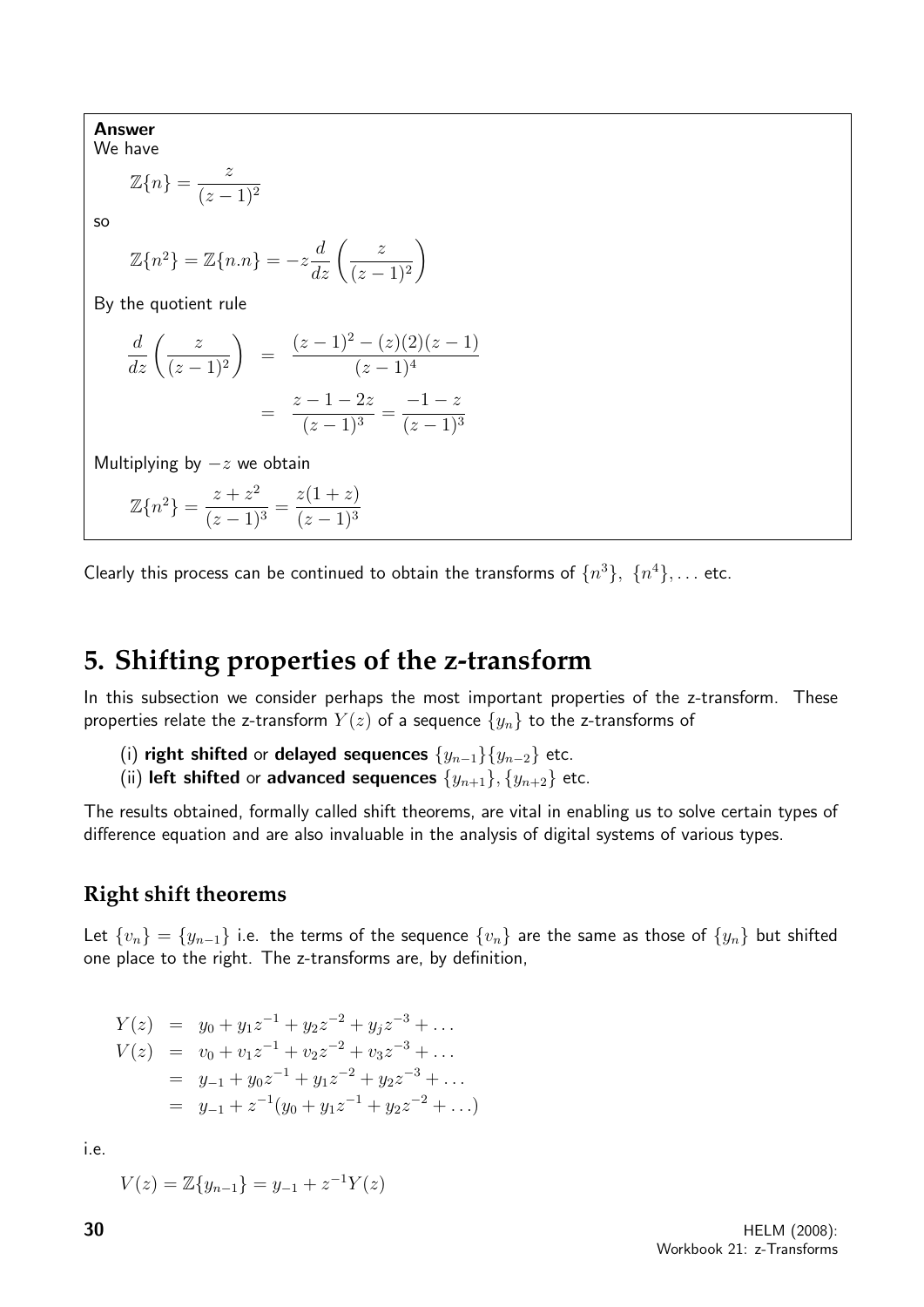**Answer**

We have

$$\mathbb{Z}\{n\} = \frac{z}{(z-1)^2}$$

so

$$\mathbb{Z}\{n^2\} = \mathbb{Z}\{n.n\} = -z\frac{d}{dz}\left(\frac{z}{(z-1)^2}\right)$$

By the quotient rule

$$\begin{aligned}
\frac{d}{dz}\left(\frac{z}{(z-1)^2}\right) &= \frac{(z-1)^2 - (z)(2)(z-1)}{(z-1)^4} \\
&= \frac{z-1-2z}{(z-1)^3} = \frac{-1-z}{(z-1)^3}
\end{aligned}$$

Multiplying by $-z$ we obtain

$$\mathbb{Z}\{n^2\} = \frac{z+z^2}{(z-1)^3} = \frac{z(1+z)}{(z-1)^3}$$

Clearly this process can be continued to obtain the transforms of $\{n^3\}$, $\{n^4\}, \ldots$ etc.

# 5. Shifting properties of the z-transform

In this subsection we consider perhaps the most important properties of the z-transform. These properties relate the z-transform $Y(z)$ of a sequence $\{y_n\}$ to the z-transforms of

(i) **right shifted** or **delayed sequences** $\{y_{n-1}\}\{y_{n-2}\}$ etc.

(ii) **left shifted** or **advanced sequences** $\{y_{n+1}\}, \{y_{n+2}\}$ etc.

The results obtained, formally called shift theorems, are vital in enabling us to solve certain types of difference equation and are also invaluable in the analysis of digital systems of various types.

## Right shift theorems

Let $\{v_n\} = \{y_{n-1}\}$ i.e. the terms of the sequence $\{v_n\}$ are the same as those of $\{y_n\}$ but shifted one place to the right. The z-transforms are, by definition,

$$\begin{aligned}
Y(z) &= y_0 + y_1z^{-1} + y_2z^{-2} + y_jz^{-3} + \ldots \\
V(z) &= v_0 + v_1z^{-1} + v_2z^{-2} + v_3z^{-3} + \ldots \\
&= y_{-1} + y_0z^{-1} + y_1z^{-2} + y_2z^{-3} + \ldots \\
&= y_{-1} + z^{-1}(y_0 + y_1z^{-1} + y_2z^{-2} + \ldots)
\end{aligned}$$

i.e.

$$V(z) = \mathbb{Z}\{y_{n-1}\} = y_{-1} + z^{-1}Y(z)$$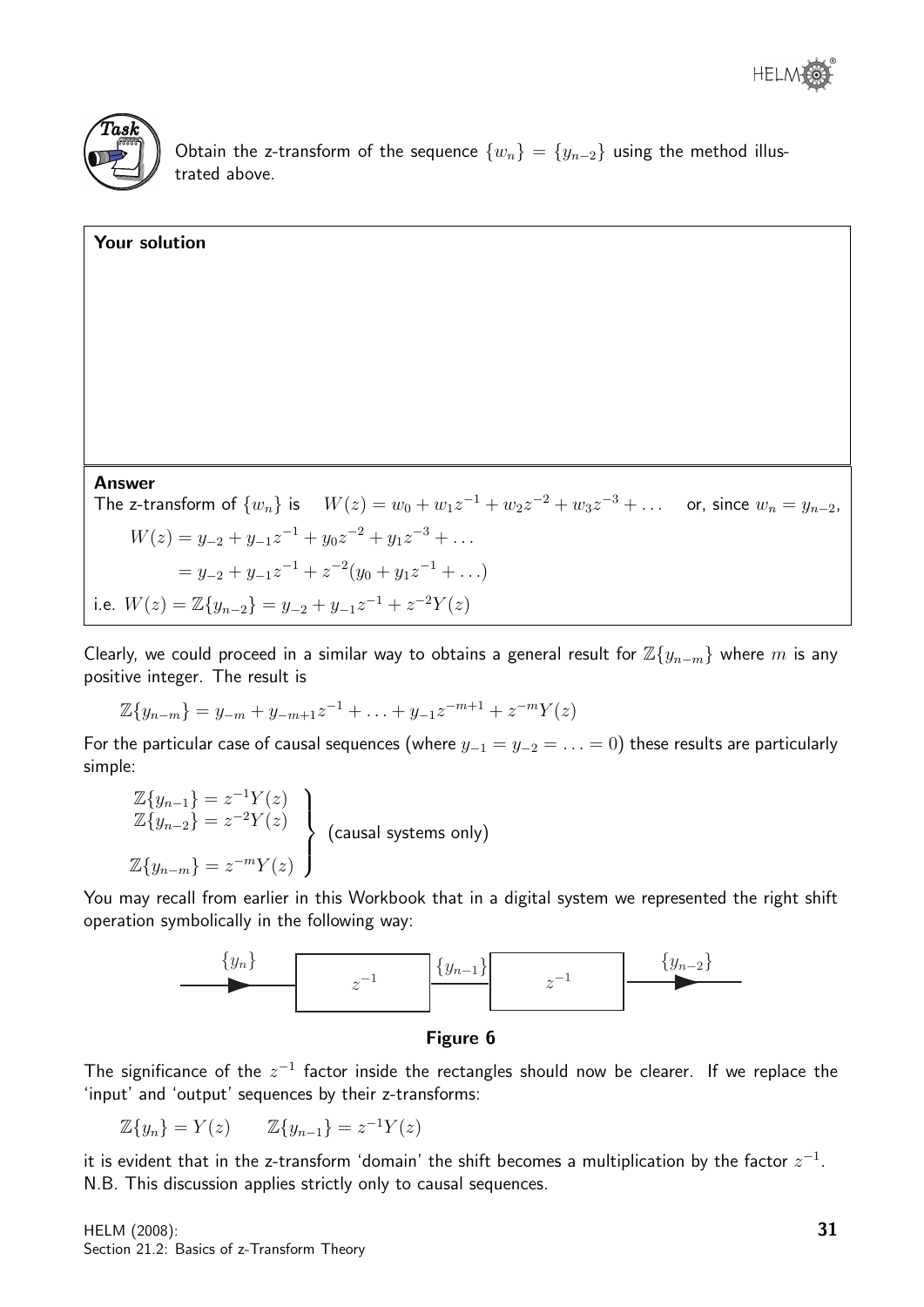**Task**

Obtain the z-transform of the sequence $\{w_n\} = \{y_{n-2}\}$ using the method illustrated above.

**Your solution**

**Answer**

The z-transform of $\{w_n\}$ is $\quad W(z) = w_0 + w_1 z^{-1} + w_2 z^{-2} + w_3 z^{-3} + \ldots \quad$ or, since $w_n = y_{n-2}$,

$$W(z) = y_{-2} + y_{-1}z^{-1} + y_0 z^{-2} + y_1 z^{-3} + \ldots$$

$$= y_{-2} + y_{-1}z^{-1} + z^{-2}(y_0 + y_1 z^{-1} + \ldots)$$

i.e. $W(z) = \mathbb{Z}\{y_{n-2}\} = y_{-2} + y_{-1}z^{-1} + z^{-2}Y(z)$

Clearly, we could proceed in a similar way to obtains a general result for $\mathbb{Z}\{y_{n-m}\}$ where $m$ is any positive integer. The result is

$$\mathbb{Z}\{y_{n-m}\} = y_{-m} + y_{-m+1}z^{-1} + \ldots + y_{-1}z^{-m+1} + z^{-m}Y(z)$$

For the particular case of causal sequences (where $y_{-1} = y_{-2} = \ldots = 0$) these results are particularly simple:

$$\left.\begin{array}{l} \mathbb{Z}\{y_{n-1}\} = z^{-1}Y(z) \\ \mathbb{Z}\{y_{n-2}\} = z^{-2}Y(z) \\ \\ \mathbb{Z}\{y_{n-m}\} = z^{-m}Y(z) \end{array}\right\} \text{ (causal systems only)}$$

You may recall from earlier in this Workbook that in a digital system we represented the right shift operation symbolically in the following way:

$\{y_n\} \rightarrow$ [ $z^{-1}$ ] $\rightarrow \{y_{n-1}\} \rightarrow$ [ $z^{-1}$ ] $\rightarrow \{y_{n-2}\}$

**Figure 6**

The significance of the $z^{-1}$ factor inside the rectangles should now be clearer. If we replace the 'input' and 'output' sequences by their z-transforms:

$$\mathbb{Z}\{y_n\} = Y(z) \qquad \mathbb{Z}\{y_{n-1}\} = z^{-1}Y(z)$$

it is evident that in the z-transform 'domain' the shift becomes a multiplication by the factor $z^{-1}$.
N.B. This discussion applies strictly only to causal sequences.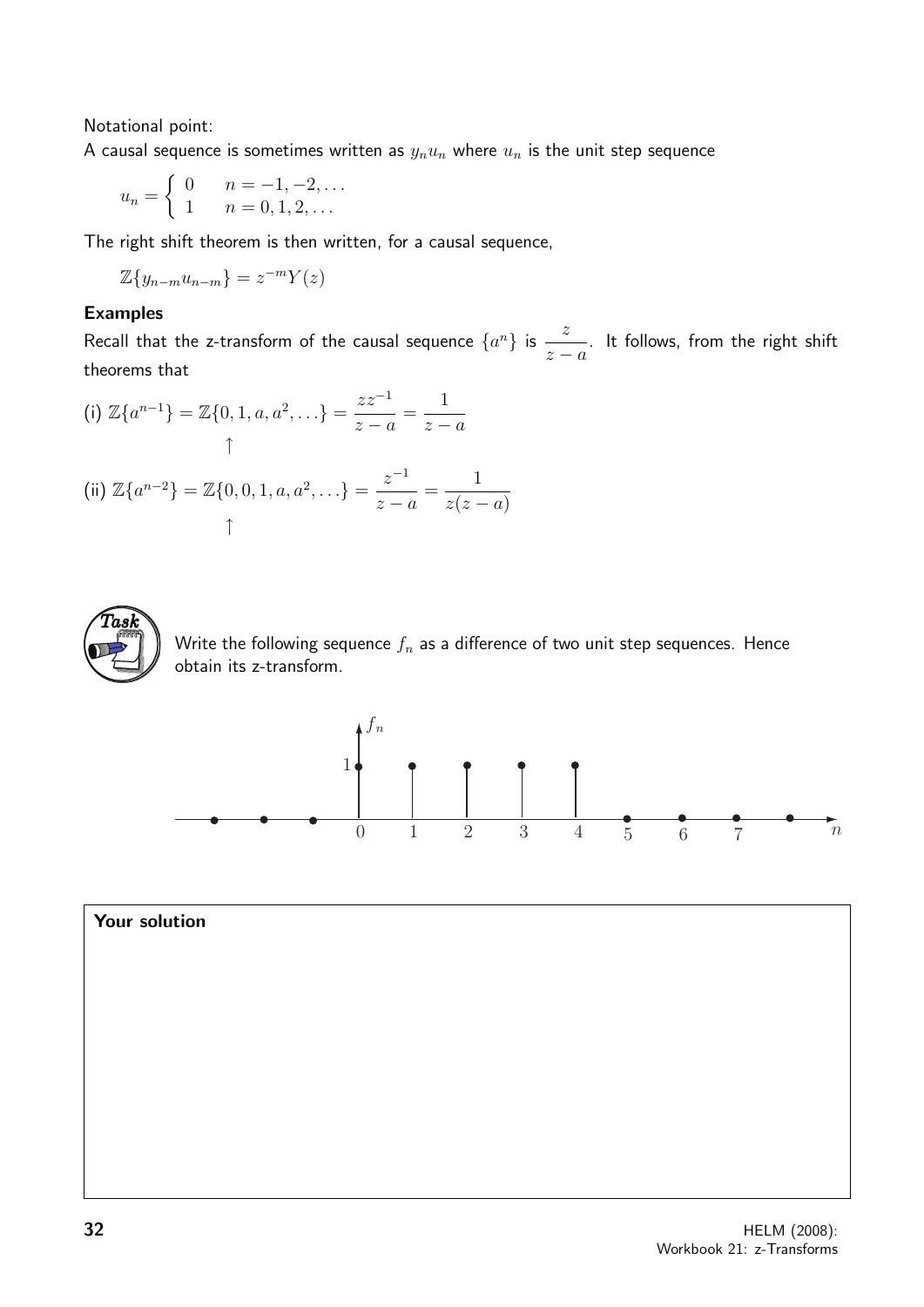Notational point:

A causal sequence is sometimes written as $y_n u_n$ where $u_n$ is the unit step sequence

$$u_n = \begin{cases} 0 & n = -1, -2, \ldots \\ 1 & n = 0, 1, 2, \ldots \end{cases}$$

The right shift theorem is then written, for a causal sequence,

$$\mathbb{Z}\{y_{n-m}u_{n-m}\} = z^{-m}Y(z)$$

### Examples

Recall that the z-transform of the causal sequence $\{a^n\}$ is $\dfrac{z}{z-a}$. It follows, from the right shift theorems that

(i) $\mathbb{Z}\{a^{n-1}\} = \mathbb{Z}\{0, 1, a, a^2, \ldots\} = \dfrac{zz^{-1}}{z-a} = \dfrac{1}{z-a}$
$\quad\quad\quad\quad\quad\quad\quad\uparrow$

(ii) $\mathbb{Z}\{a^{n-2}\} = \mathbb{Z}\{0, 0, 1, a, a^2, \ldots\} = \dfrac{z^{-1}}{z-a} = \dfrac{1}{z(z-a)}$
$\quad\quad\quad\quad\quad\quad\quad\uparrow$

**Task**

Write the following sequence $f_n$ as a difference of two unit step sequences. Hence obtain its z-transform.

$f_n = 1$ for $n = 0, 1, 2, 3, 4$; $f_n = 0$ otherwise.

**Your solution**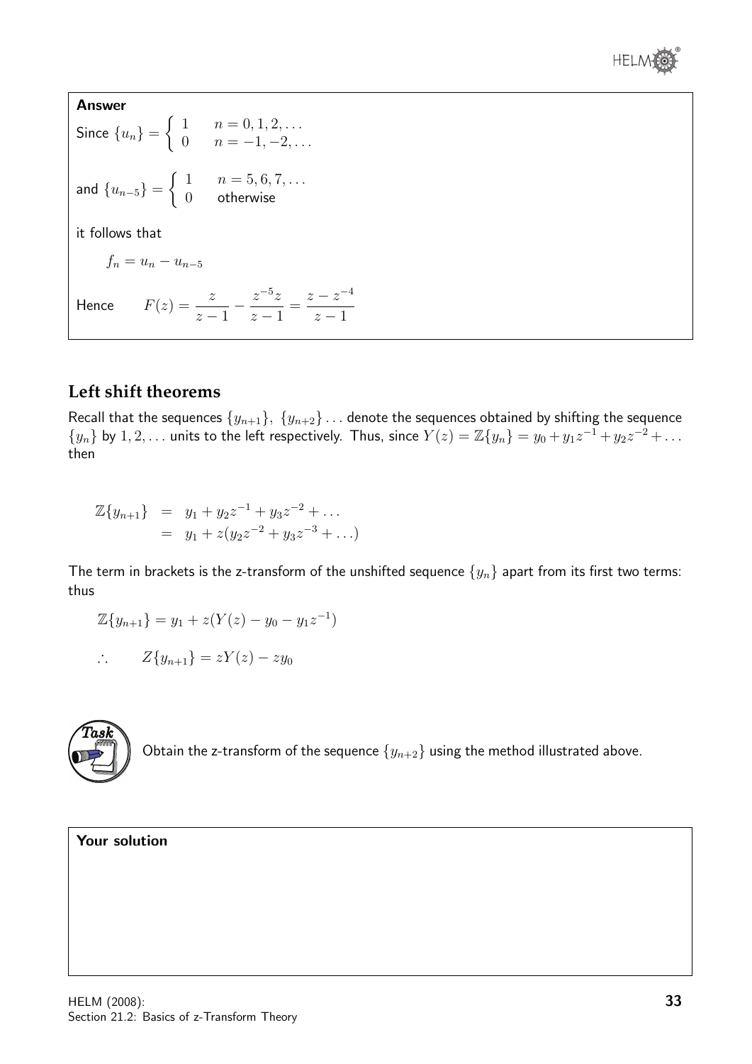**Answer**

Since $\{u_n\} = \begin{cases} 1 & n = 0, 1, 2, \ldots \\ 0 & n = -1, -2, \ldots \end{cases}$

and $\{u_{n-5}\} = \begin{cases} 1 & n = 5, 6, 7, \ldots \\ 0 & \text{otherwise} \end{cases}$

it follows that

$$f_n = u_n - u_{n-5}$$

Hence $\quad F(z) = \dfrac{z}{z-1} - \dfrac{z^{-5}z}{z-1} = \dfrac{z - z^{-4}}{z-1}$

## Left shift theorems

Recall that the sequences $\{y_{n+1}\}$, $\{y_{n+2}\}\ldots$ denote the sequences obtained by shifting the sequence $\{y_n\}$ by $1, 2, \ldots$ units to the left respectively. Thus, since $Y(z) = \mathbb{Z}\{y_n\} = y_0 + y_1 z^{-1} + y_2 z^{-2} + \ldots$ then

$$\begin{aligned} \mathbb{Z}\{y_{n+1}\} &= y_1 + y_2 z^{-1} + y_3 z^{-2} + \ldots \\ &= y_1 + z(y_2 z^{-2} + y_3 z^{-3} + \ldots) \end{aligned}$$

The term in brackets is the z-transform of the unshifted sequence $\{y_n\}$ apart from its first two terms: thus

$$\mathbb{Z}\{y_{n+1}\} = y_1 + z(Y(z) - y_0 - y_1 z^{-1})$$

$$\therefore \qquad Z\{y_{n+1}\} = zY(z) - zy_0$$

**Task**

Obtain the z-transform of the sequence $\{y_{n+2}\}$ using the method illustrated above.

**Your solution**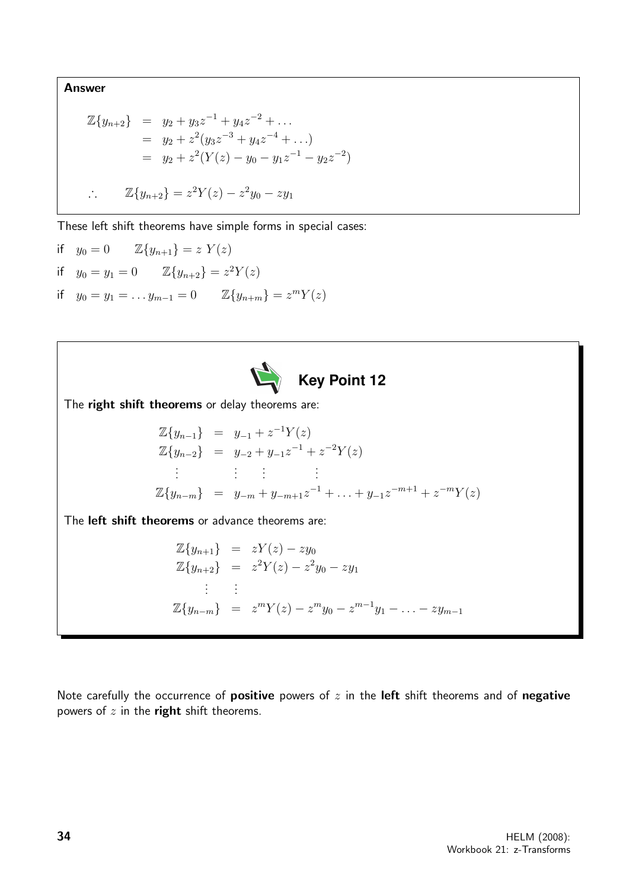**Answer**

$$\begin{aligned}
\mathbb{Z}\{y_{n+2}\} &= y_2 + y_3 z^{-1} + y_4 z^{-2} + \ldots \\
&= y_2 + z^2(y_3 z^{-3} + y_4 z^{-4} + \ldots) \\
&= y_2 + z^2(Y(z) - y_0 - y_1 z^{-1} - y_2 z^{-2})
\end{aligned}$$

$$\therefore \qquad \mathbb{Z}\{y_{n+2}\} = z^2 Y(z) - z^2 y_0 - z y_1$$

These left shift theorems have simple forms in special cases:

if $y_0 = 0 \qquad \mathbb{Z}\{y_{n+1}\} = z\,Y(z)$

if $y_0 = y_1 = 0 \qquad \mathbb{Z}\{y_{n+2}\} = z^2 Y(z)$

if $y_0 = y_1 = \ldots y_{m-1} = 0 \qquad \mathbb{Z}\{y_{n+m}\} = z^m Y(z)$

**Key Point 12**

The **right shift theorems** or delay theorems are:

$$\begin{aligned}
\mathbb{Z}\{y_{n-1}\} &= y_{-1} + z^{-1} Y(z) \\
\mathbb{Z}\{y_{n-2}\} &= y_{-2} + y_{-1} z^{-1} + z^{-2} Y(z) \\
&\ \ \vdots \\
\mathbb{Z}\{y_{n-m}\} &= y_{-m} + y_{-m+1} z^{-1} + \ldots + y_{-1} z^{-m+1} + z^{-m} Y(z)
\end{aligned}$$

The **left shift theorems** or advance theorems are:

$$\begin{aligned}
\mathbb{Z}\{y_{n+1}\} &= zY(z) - zy_0 \\
\mathbb{Z}\{y_{n+2}\} &= z^2 Y(z) - z^2 y_0 - z y_1 \\
&\ \ \vdots \\
\mathbb{Z}\{y_{n-m}\} &= z^m Y(z) - z^m y_0 - z^{m-1} y_1 - \ldots - z y_{m-1}
\end{aligned}$$

Note carefully the occurrence of **positive** powers of $z$ in the **left** shift theorems and of **negative** powers of $z$ in the **right** shift theorems.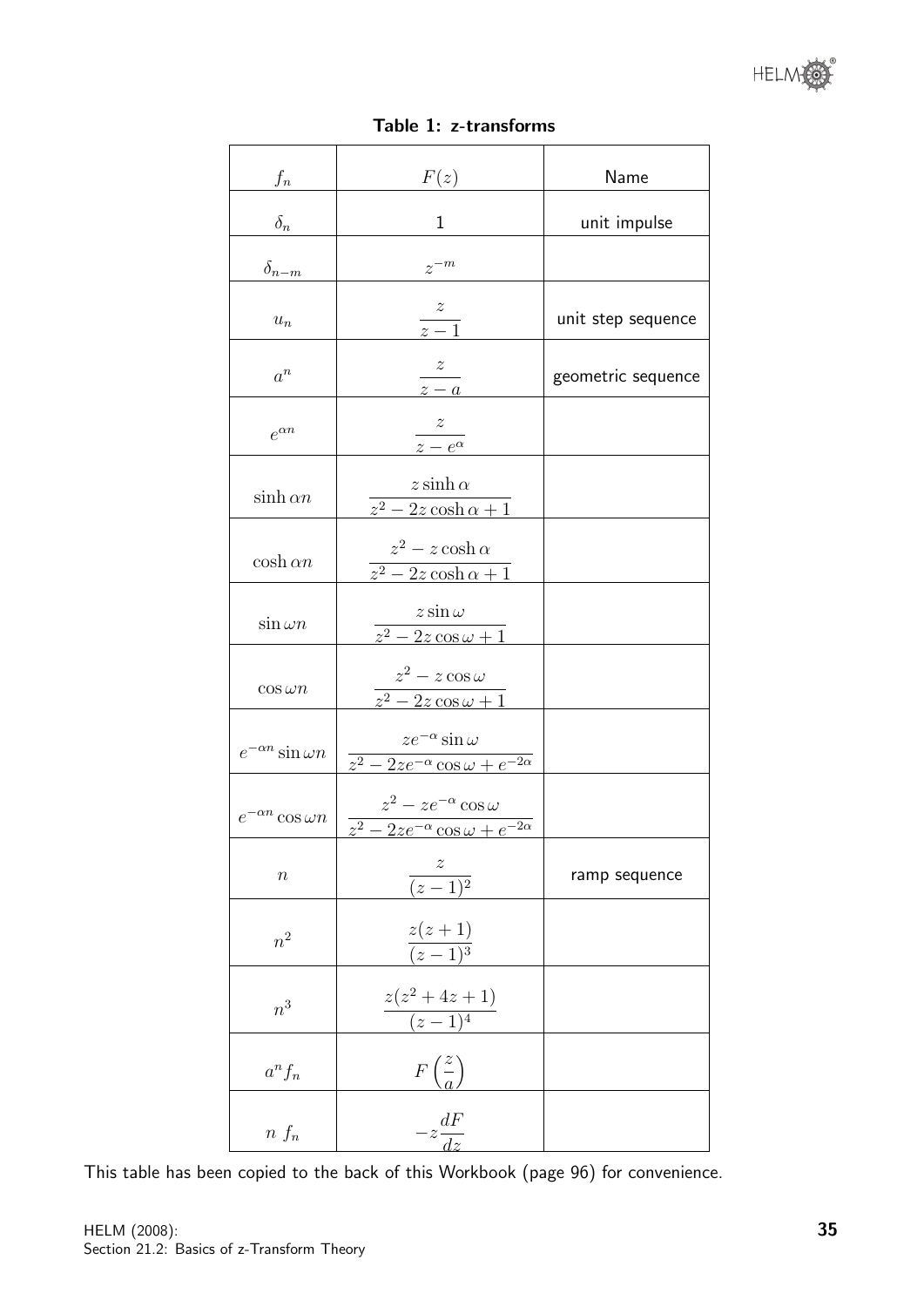**Table 1: z-transforms**

| $f_n$ | $F(z)$ | Name |
|---|---|---|
| $\delta_n$ | $1$ | unit impulse |
| $\delta_{n-m}$ | $z^{-m}$ | |
| $u_n$ | $\dfrac{z}{z-1}$ | unit step sequence |
| $a^n$ | $\dfrac{z}{z-a}$ | geometric sequence |
| $e^{\alpha n}$ | $\dfrac{z}{z-e^{\alpha}}$ | |
| $\sinh \alpha n$ | $\dfrac{z \sinh \alpha}{z^2 - 2z\cosh\alpha + 1}$ | |
| $\cosh \alpha n$ | $\dfrac{z^2 - z\cosh\alpha}{z^2 - 2z\cosh\alpha + 1}$ | |
| $\sin \omega n$ | $\dfrac{z \sin\omega}{z^2 - 2z\cos\omega + 1}$ | |
| $\cos \omega n$ | $\dfrac{z^2 - z\cos\omega}{z^2 - 2z\cos\omega + 1}$ | |
| $e^{-\alpha n}\sin \omega n$ | $\dfrac{ze^{-\alpha}\sin\omega}{z^2 - 2ze^{-\alpha}\cos\omega + e^{-2\alpha}}$ | |
| $e^{-\alpha n}\cos \omega n$ | $\dfrac{z^2 - ze^{-\alpha}\cos\omega}{z^2 - 2ze^{-\alpha}\cos\omega + e^{-2\alpha}}$ | |
| $n$ | $\dfrac{z}{(z-1)^2}$ | ramp sequence |
| $n^2$ | $\dfrac{z(z+1)}{(z-1)^3}$ | |
| $n^3$ | $\dfrac{z(z^2+4z+1)}{(z-1)^4}$ | |
| $a^n f_n$ | $F\left(\dfrac{z}{a}\right)$ | |
| $n\ f_n$ | $-z\dfrac{dF}{dz}$ | |

This table has been copied to the back of this Workbook (page 96) for convenience.